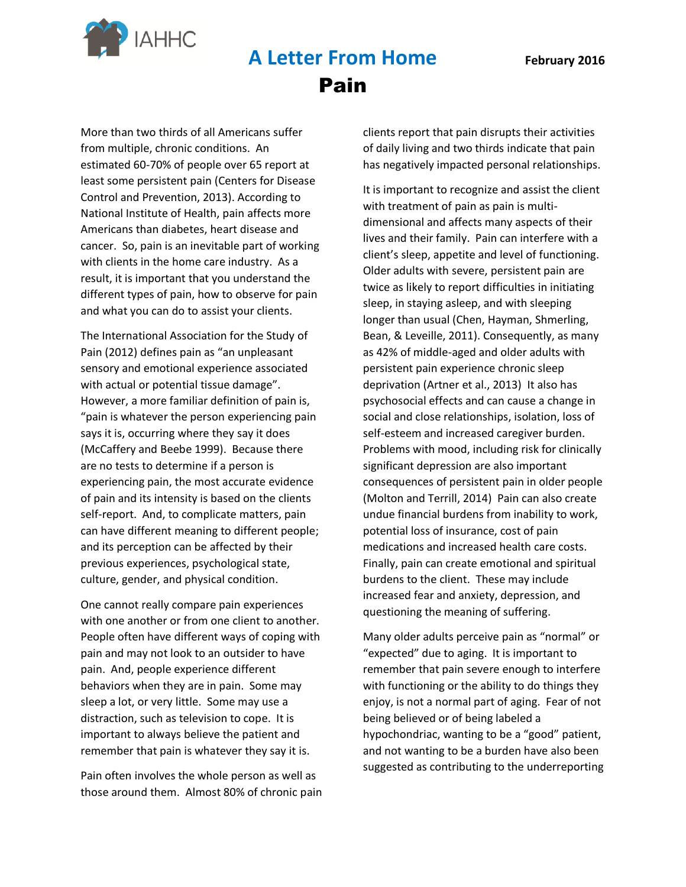IAHHC

# A Letter From Home

February 2016

## Pain

More than two thirds of all Americans suffer from multiple, chronic conditions. An estimated 60-70% of people over 65 report at least some persistent pain (Centers for Disease Control and Prevention, 2013). According to National Institute of Health, pain affects more Americans than diabetes, heart disease and cancer. So, pain is an inevitable part of working with clients in the home care industry. As a result, it is important that you understand the different types of pain, how to observe for pain and what you can do to assist your clients.

The International Association for the Study of Pain (2012) defines pain as "an unpleasant sensory and emotional experience associated with actual or potential tissue damage". However, a more familiar definition of pain is, "pain is whatever the person experiencing pain says it is, occurring where they say it does (McCaffery and Beebe 1999). Because there are no tests to determine if a person is experiencing pain, the most accurate evidence of pain and its intensity is based on the clients self-report. And, to complicate matters, pain can have different meaning to different people; and its perception can be affected by their previous experiences, psychological state, culture, gender, and physical condition.

One cannot really compare pain experiences with one another or from one client to another. People often have different ways of coping with pain and may not look to an outsider to have pain. And, people experience different behaviors when they are in pain. Some may sleep a lot, or very little. Some may use a distraction, such as television to cope. It is important to always believe the patient and remember that pain is whatever they say it is.

Pain often involves the whole person as well as those around them. Almost 80% of chronic pain clients report that pain disrupts their activities of daily living and two thirds indicate that pain has negatively impacted personal relationships.

It is important to recognize and assist the client with treatment of pain as pain is multi-dimensional and affects many aspects of their lives and their family. Pain can interfere with a client's sleep, appetite and level of functioning. Older adults with severe, persistent pain are twice as likely to report difficulties in initiating sleep, in staying asleep, and with sleeping longer than usual (Chen, Hayman, Shmerling, Bean, & Leveille, 2011). Consequently, as many as 42% of middle-aged and older adults with persistent pain experience chronic sleep deprivation (Artner et al., 2013) It also has psychosocial effects and can cause a change in social and close relationships, isolation, loss of self-esteem and increased caregiver burden. Problems with mood, including risk for clinically significant depression are also important consequences of persistent pain in older people (Molton and Terrill, 2014) Pain can also create undue financial burdens from inability to work, potential loss of insurance, cost of pain medications and increased health care costs. Finally, pain can create emotional and spiritual burdens to the client. These may include increased fear and anxiety, depression, and questioning the meaning of suffering.

Many older adults perceive pain as "normal" or "expected" due to aging. It is important to remember that pain severe enough to interfere with functioning or the ability to do things they enjoy, is not a normal part of aging. Fear of not being believed or of being labeled a hypochondriac, wanting to be a "good" patient, and not wanting to be a burden have also been suggested as contributing to the underreporting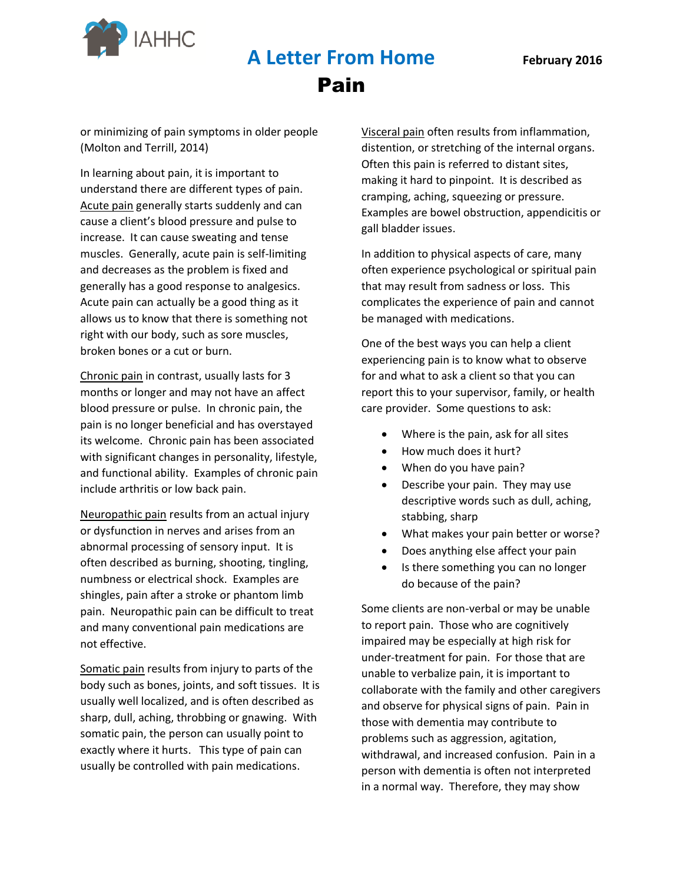or minimizing of pain symptoms in older people (Molton and Terrill, 2014)

In learning about pain, it is important to understand there are different types of pain. Acute pain generally starts suddenly and can cause a client's blood pressure and pulse to increase. It can cause sweating and tense muscles. Generally, acute pain is self-limiting and decreases as the problem is fixed and generally has a good response to analgesics. Acute pain can actually be a good thing as it allows us to know that there is something not right with our body, such as sore muscles, broken bones or a cut or burn.

Chronic pain in contrast, usually lasts for 3 months or longer and may not have an affect blood pressure or pulse. In chronic pain, the pain is no longer beneficial and has overstayed its welcome. Chronic pain has been associated with significant changes in personality, lifestyle, and functional ability. Examples of chronic pain include arthritis or low back pain.

Neuropathic pain results from an actual injury or dysfunction in nerves and arises from an abnormal processing of sensory input. It is often described as burning, shooting, tingling, numbness or electrical shock. Examples are shingles, pain after a stroke or phantom limb pain. Neuropathic pain can be difficult to treat and many conventional pain medications are not effective.

Somatic pain results from injury to parts of the body such as bones, joints, and soft tissues. It is usually well localized, and is often described as sharp, dull, aching, throbbing or gnawing. With somatic pain, the person can usually point to exactly where it hurts. This type of pain can usually be controlled with pain medications.

Visceral pain often results from inflammation, distention, or stretching of the internal organs. Often this pain is referred to distant sites, making it hard to pinpoint. It is described as cramping, aching, squeezing or pressure. Examples are bowel obstruction, appendicitis or gall bladder issues.

In addition to physical aspects of care, many often experience psychological or spiritual pain that may result from sadness or loss. This complicates the experience of pain and cannot be managed with medications.

One of the best ways you can help a client experiencing pain is to know what to observe for and what to ask a client so that you can report this to your supervisor, family, or health care provider. Some questions to ask:

- Where is the pain, ask for all sites
- How much does it hurt?
- When do you have pain?
- Describe your pain. They may use descriptive words such as dull, aching, stabbing, sharp
- What makes your pain better or worse?
- Does anything else affect your pain
- Is there something you can no longer do because of the pain?

Some clients are non-verbal or may be unable to report pain. Those who are cognitively impaired may be especially at high risk for under-treatment for pain. For those that are unable to verbalize pain, it is important to collaborate with the family and other caregivers and observe for physical signs of pain. Pain in those with dementia may contribute to problems such as aggression, agitation, withdrawal, and increased confusion. Pain in a person with dementia is often not interpreted in a normal way. Therefore, they may show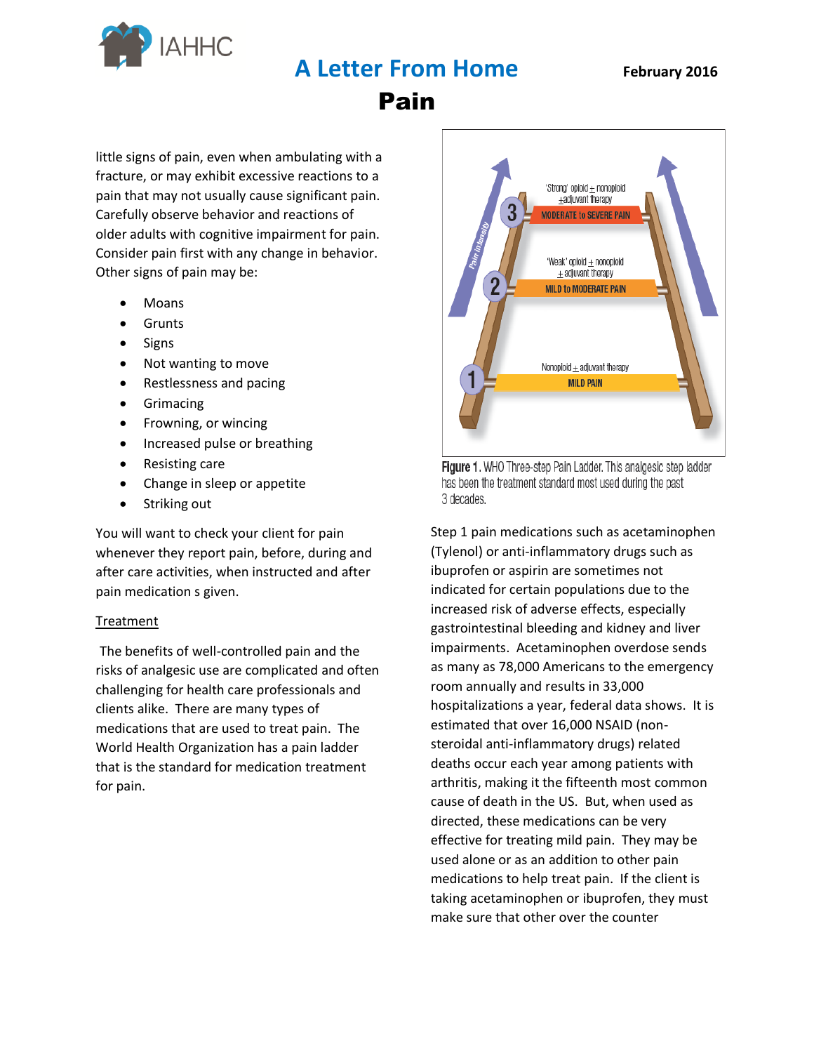# A Letter From Home

February 2016

# Pain

little signs of pain, even when ambulating with a fracture, or may exhibit excessive reactions to a pain that may not usually cause significant pain. Carefully observe behavior and reactions of older adults with cognitive impairment for pain. Consider pain first with any change in behavior. Other signs of pain may be:

- Moans
- Grunts
- Signs
- Not wanting to move
- Restlessness and pacing
- Grimacing
- Frowning, or wincing
- Increased pulse or breathing
- Resisting care
- Change in sleep or appetite
- Striking out

You will want to check your client for pain whenever they report pain, before, during and after care activities, when instructed and after pain medication s given.

## Treatment

The benefits of well-controlled pain and the risks of analgesic use are complicated and often challenging for health care professionals and clients alike. There are many types of medications that are used to treat pain. The World Health Organization has a pain ladder that is the standard for medication treatment for pain.

Pain intensity

3 — 'Strong' opioid ± nonopioid ± adjuvant therapy — MODERATE to SEVERE PAIN

2 — 'Weak' opioid ± nonopioid ± adjuvant therapy — MILD to MODERATE PAIN

1 — Nonopioid ± adjuvant therapy — MILD PAIN

**Figure 1.** WHO Three-step Pain Ladder. This analgesic step ladder has been the treatment standard most used during the past 3 decades.

Step 1 pain medications such as acetaminophen (Tylenol) or anti-inflammatory drugs such as ibuprofen or aspirin are sometimes not indicated for certain populations due to the increased risk of adverse effects, especially gastrointestinal bleeding and kidney and liver impairments. Acetaminophen overdose sends as many as 78,000 Americans to the emergency room annually and results in 33,000 hospitalizations a year, federal data shows. It is estimated that over 16,000 NSAID (non-steroidal anti-inflammatory drugs) related deaths occur each year among patients with arthritis, making it the fifteenth most common cause of death in the US. But, when used as directed, these medications can be very effective for treating mild pain. They may be used alone or as an addition to other pain medications to help treat pain. If the client is taking acetaminophen or ibuprofen, they must make sure that other over the counter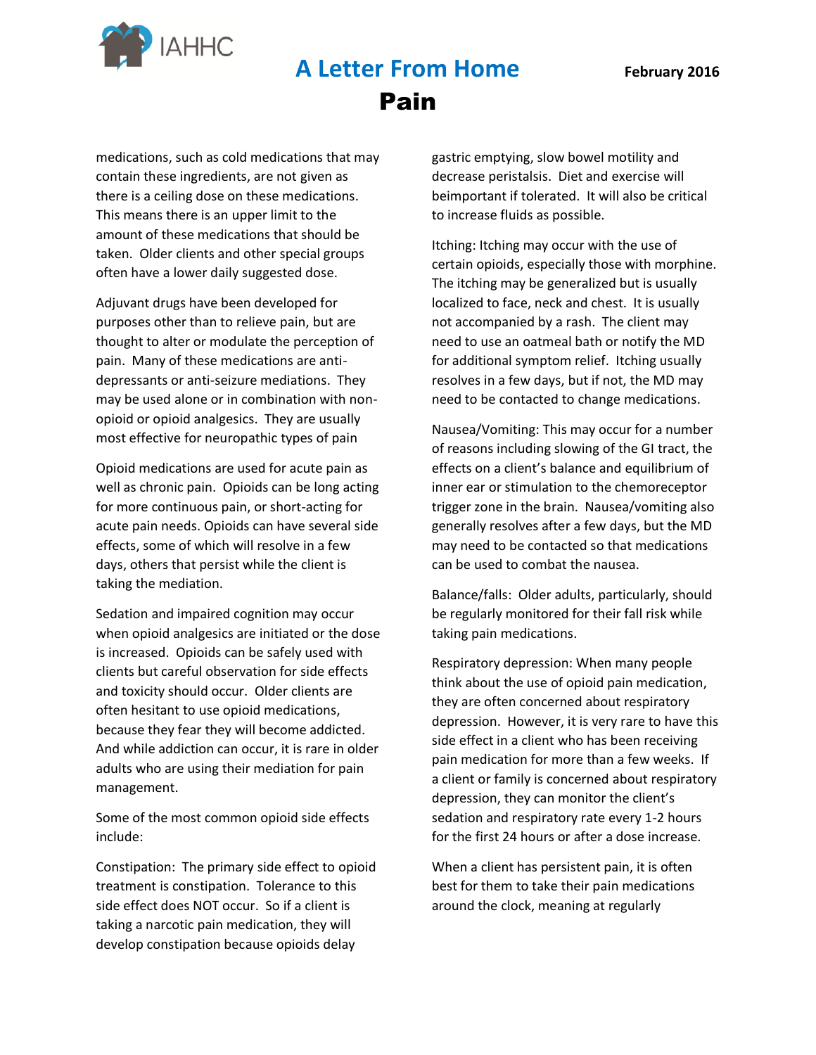medications, such as cold medications that may contain these ingredients, are not given as there is a ceiling dose on these medications. This means there is an upper limit to the amount of these medications that should be taken. Older clients and other special groups often have a lower daily suggested dose.

Adjuvant drugs have been developed for purposes other than to relieve pain, but are thought to alter or modulate the perception of pain. Many of these medications are anti-depressants or anti-seizure mediations. They may be used alone or in combination with non-opioid or opioid analgesics. They are usually most effective for neuropathic types of pain

Opioid medications are used for acute pain as well as chronic pain. Opioids can be long acting for more continuous pain, or short-acting for acute pain needs. Opioids can have several side effects, some of which will resolve in a few days, others that persist while the client is taking the mediation.

Sedation and impaired cognition may occur when opioid analgesics are initiated or the dose is increased. Opioids can be safely used with clients but careful observation for side effects and toxicity should occur. Older clients are often hesitant to use opioid medications, because they fear they will become addicted. And while addiction can occur, it is rare in older adults who are using their mediation for pain management.

Some of the most common opioid side effects include:

Constipation: The primary side effect to opioid treatment is constipation. Tolerance to this side effect does NOT occur. So if a client is taking a narcotic pain medication, they will develop constipation because opioids delay gastric emptying, slow bowel motility and decrease peristalsis. Diet and exercise will beimportant if tolerated. It will also be critical to increase fluids as possible.

Itching: Itching may occur with the use of certain opioids, especially those with morphine. The itching may be generalized but is usually localized to face, neck and chest. It is usually not accompanied by a rash. The client may need to use an oatmeal bath or notify the MD for additional symptom relief. Itching usually resolves in a few days, but if not, the MD may need to be contacted to change medications.

Nausea/Vomiting: This may occur for a number of reasons including slowing of the GI tract, the effects on a client's balance and equilibrium of inner ear or stimulation to the chemoreceptor trigger zone in the brain. Nausea/vomiting also generally resolves after a few days, but the MD may need to be contacted so that medications can be used to combat the nausea.

Balance/falls: Older adults, particularly, should be regularly monitored for their fall risk while taking pain medications.

Respiratory depression: When many people think about the use of opioid pain medication, they are often concerned about respiratory depression. However, it is very rare to have this side effect in a client who has been receiving pain medication for more than a few weeks. If a client or family is concerned about respiratory depression, they can monitor the client's sedation and respiratory rate every 1-2 hours for the first 24 hours or after a dose increase.

When a client has persistent pain, it is often best for them to take their pain medications around the clock, meaning at regularly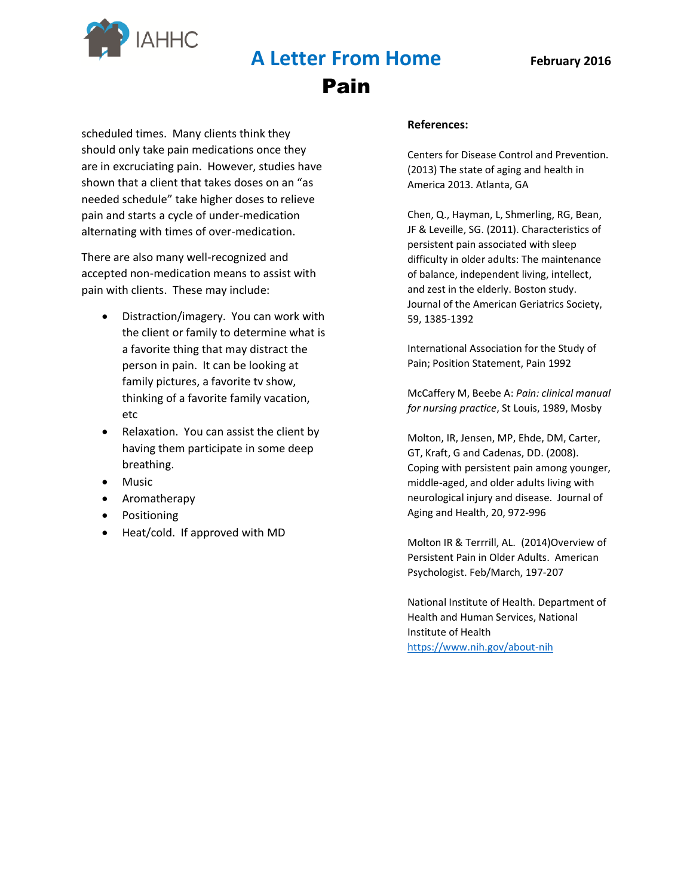scheduled times. Many clients think they should only take pain medications once they are in excruciating pain. However, studies have shown that a client that takes doses on an "as needed schedule" take higher doses to relieve pain and starts a cycle of under-medication alternating with times of over-medication.

There are also many well-recognized and accepted non-medication means to assist with pain with clients. These may include:

- Distraction/imagery. You can work with the client or family to determine what is a favorite thing that may distract the person in pain. It can be looking at family pictures, a favorite tv show, thinking of a favorite family vacation, etc
- Relaxation. You can assist the client by having them participate in some deep breathing.
- Music
- Aromatherapy
- Positioning
- Heat/cold. If approved with MD

**References:**

Centers for Disease Control and Prevention. (2013) The state of aging and health in America 2013. Atlanta, GA

Chen, Q., Hayman, L, Shmerling, RG, Bean, JF & Leveille, SG. (2011). Characteristics of persistent pain associated with sleep difficulty in older adults: The maintenance of balance, independent living, intellect, and zest in the elderly. Boston study. Journal of the American Geriatrics Society, 59, 1385-1392

International Association for the Study of Pain; Position Statement, Pain 1992

McCaffery M, Beebe A: *Pain: clinical manual for nursing practice*, St Louis, 1989, Mosby

Molton, IR, Jensen, MP, Ehde, DM, Carter, GT, Kraft, G and Cadenas, DD. (2008). Coping with persistent pain among younger, middle-aged, and older adults living with neurological injury and disease. Journal of Aging and Health, 20, 972-996

Molton IR & Terrrill, AL. (2014)Overview of Persistent Pain in Older Adults. American Psychologist. Feb/March, 197-207

National Institute of Health. Department of Health and Human Services, National Institute of Health https://www.nih.gov/about-nih